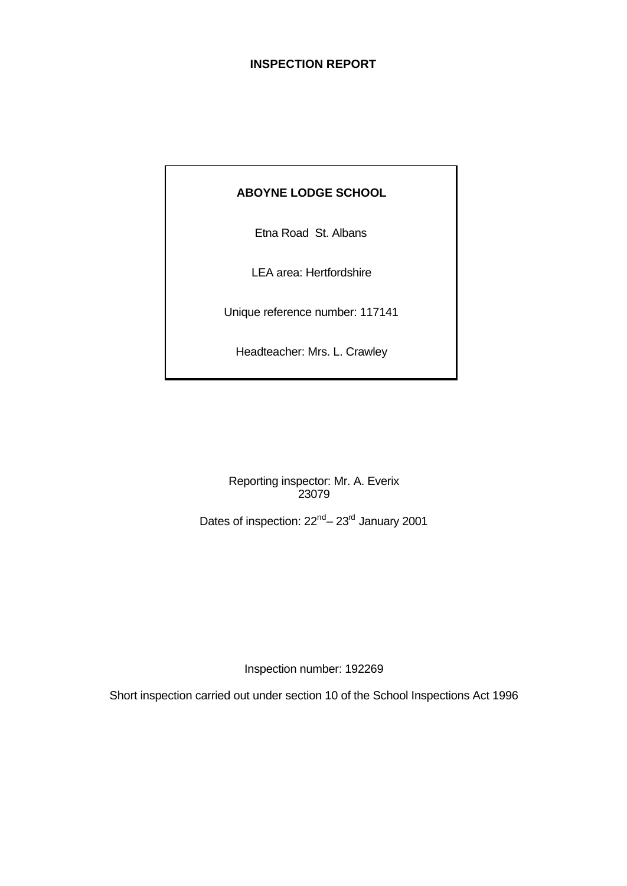# INSPECTION REPORT

**ABOYNE LODGE SCHOOL**

Etna Road St. Albans

LEA area: Hertfordshire

Unique reference number: 117141

Headteacher: Mrs. L. Crawley

Reporting inspector: Mr. A. Everix
23079

Dates of inspection: 22nd – 23rd January 2001

Inspection number: 192269

Short inspection carried out under section 10 of the School Inspections Act 1996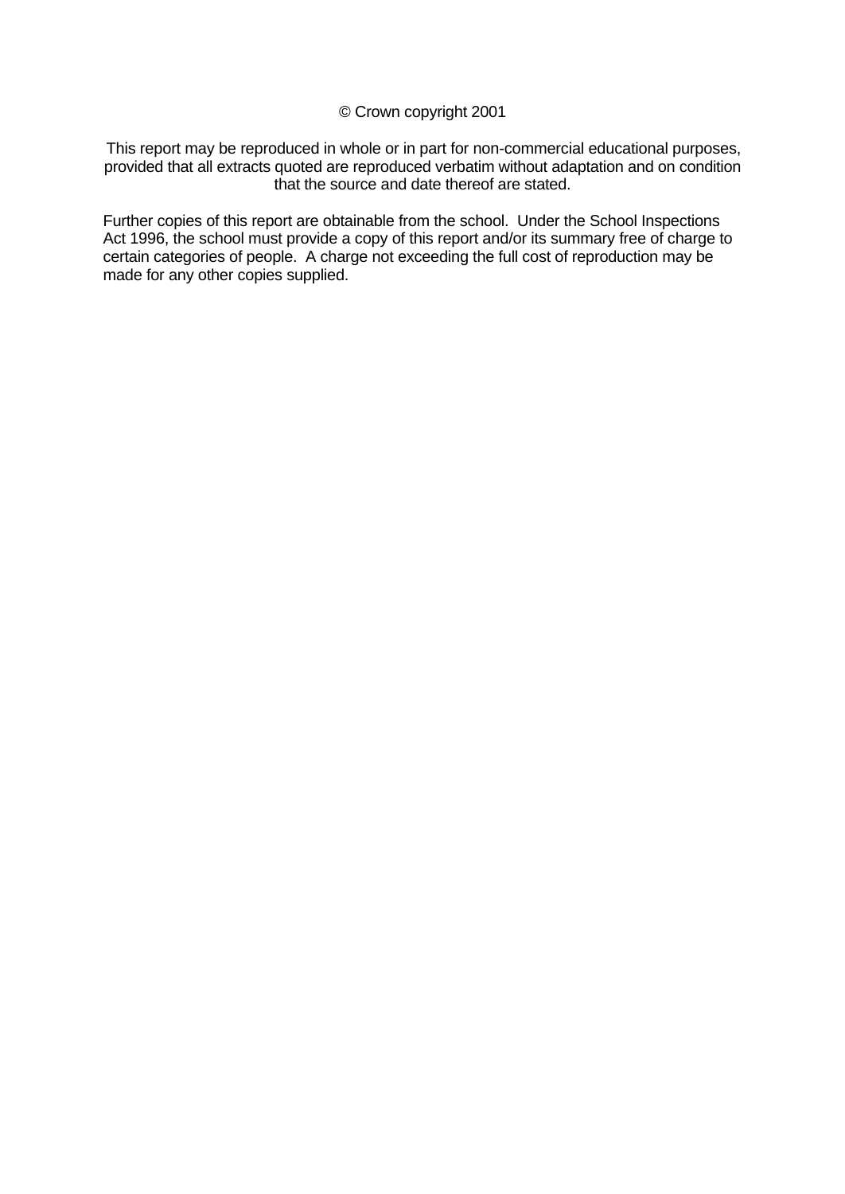© Crown copyright 2001

This report may be reproduced in whole or in part for non-commercial educational purposes, provided that all extracts quoted are reproduced verbatim without adaptation and on condition that the source and date thereof are stated.

Further copies of this report are obtainable from the school. Under the School Inspections Act 1996, the school must provide a copy of this report and/or its summary free of charge to certain categories of people. A charge not exceeding the full cost of reproduction may be made for any other copies supplied.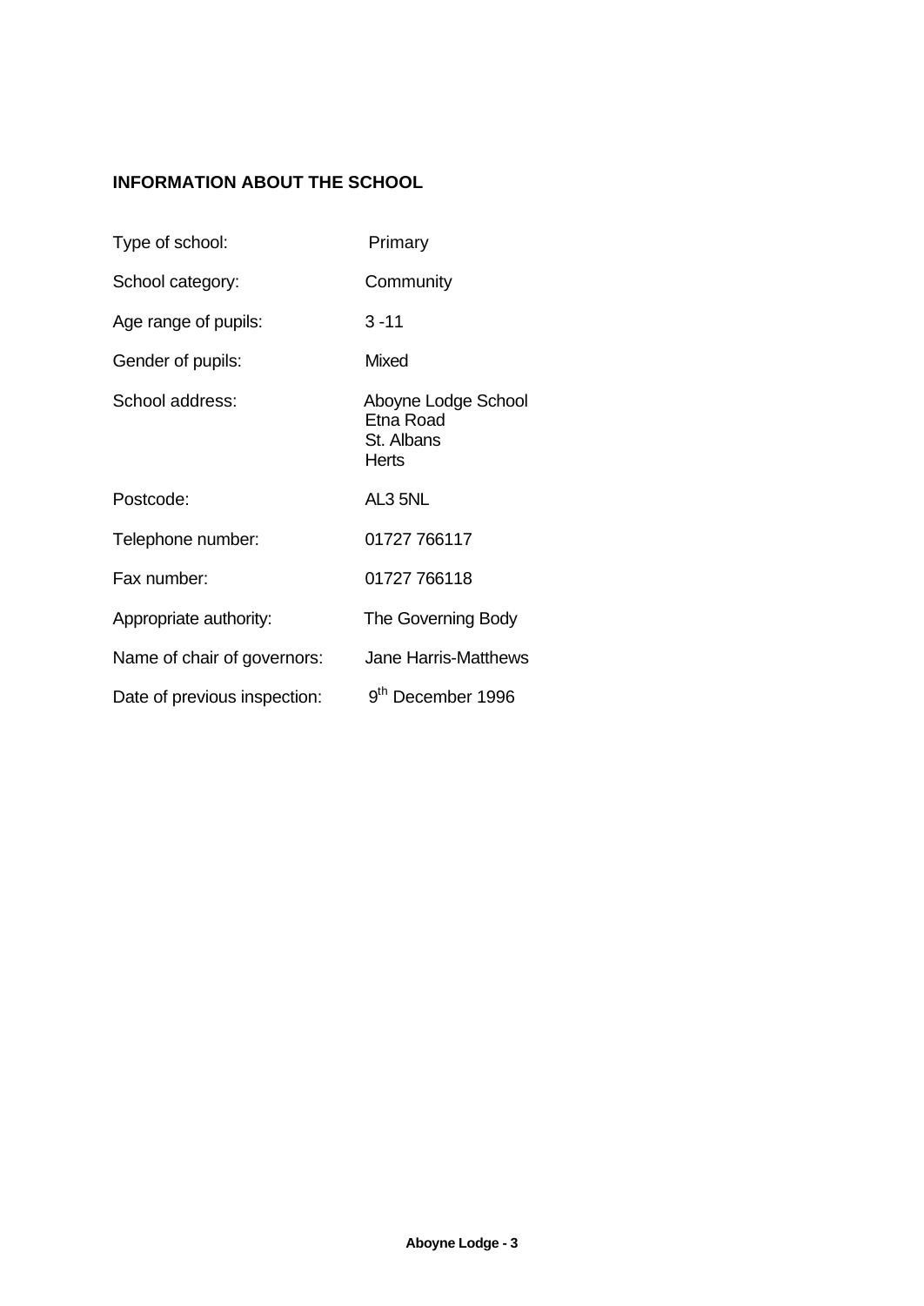## INFORMATION ABOUT THE SCHOOL

| | |
|---|---|
| Type of school: | Primary |
| School category: | Community |
| Age range of pupils: | 3 -11 |
| Gender of pupils: | Mixed |
| School address: | Aboyne Lodge School<br>Etna Road<br>St. Albans<br>Herts |
| Postcode: | AL3 5NL |
| Telephone number: | 01727 766117 |
| Fax number: | 01727 766118 |
| Appropriate authority: | The Governing Body |
| Name of chair of governors: | Jane Harris-Matthews |
| Date of previous inspection: | 9th December 1996 |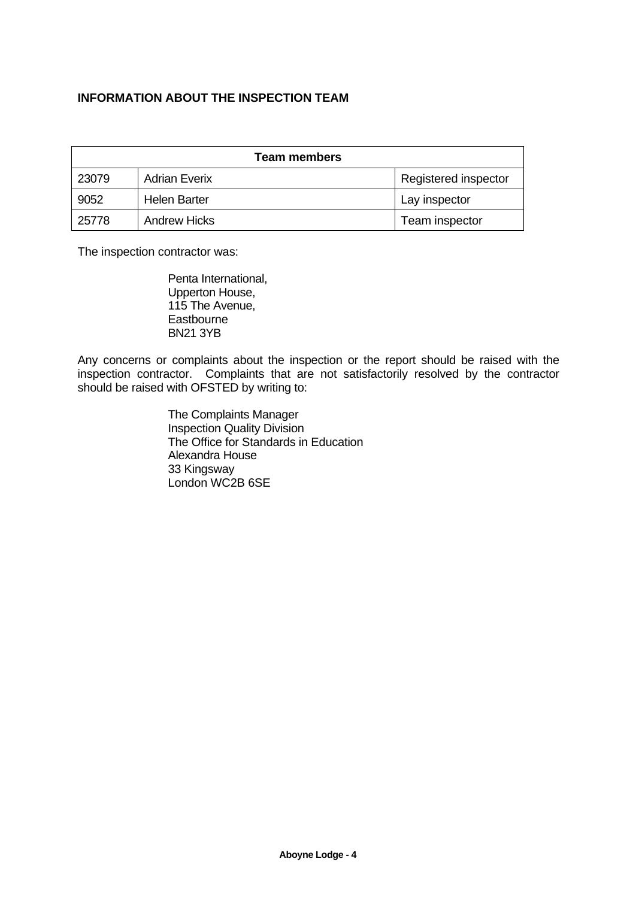# INFORMATION ABOUT THE INSPECTION TEAM

| Team members | | |
|---|---|---|
| 23079 | Adrian Everix | Registered inspector |
| 9052 | Helen Barter | Lay inspector |
| 25778 | Andrew Hicks | Team inspector |

The inspection contractor was:

Penta International,
Upperton House,
115 The Avenue,
Eastbourne
BN21 3YB

Any concerns or complaints about the inspection or the report should be raised with the inspection contractor. Complaints that are not satisfactorily resolved by the contractor should be raised with OFSTED by writing to:

The Complaints Manager
Inspection Quality Division
The Office for Standards in Education
Alexandra House
33 Kingsway
London WC2B 6SE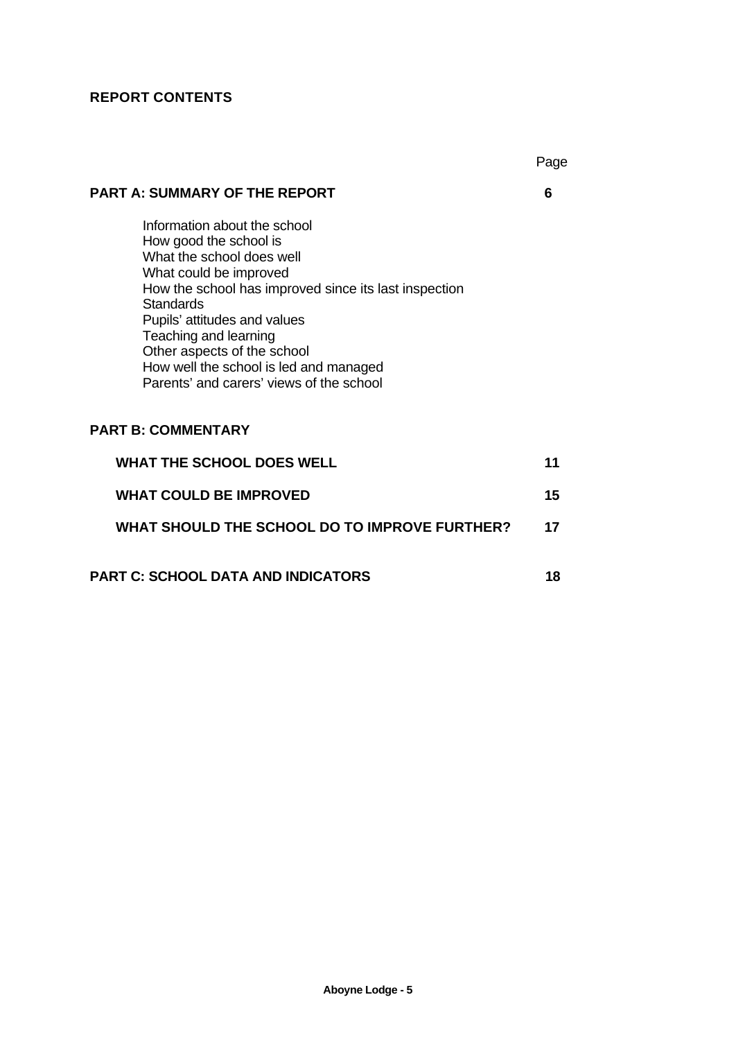## REPORT CONTENTS

| | Page |
|---|---|
| **PART A: SUMMARY OF THE REPORT** | **6** |
| Information about the school<br>How good the school is<br>What the school does well<br>What could be improved<br>How the school has improved since its last inspection<br>Standards<br>Pupils' attitudes and values<br>Teaching and learning<br>Other aspects of the school<br>How well the school is led and managed<br>Parents' and carers' views of the school | |
| **PART B: COMMENTARY** | |
| **WHAT THE SCHOOL DOES WELL** | **11** |
| **WHAT COULD BE IMPROVED** | **15** |
| **WHAT SHOULD THE SCHOOL DO TO IMPROVE FURTHER?** | **17** |
| **PART C: SCHOOL DATA AND INDICATORS** | **18** |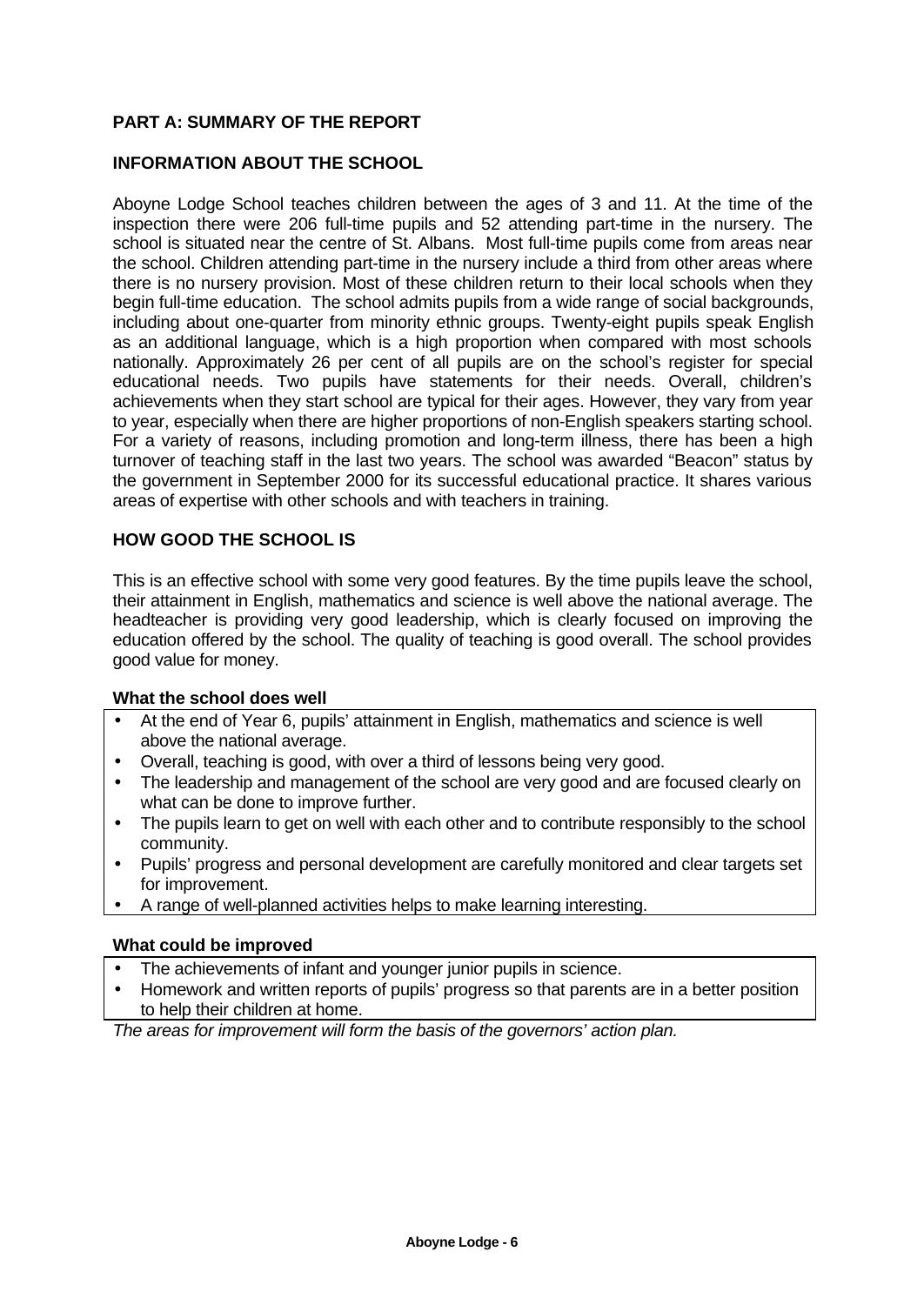## PART A: SUMMARY OF THE REPORT

### INFORMATION ABOUT THE SCHOOL

Aboyne Lodge School teaches children between the ages of 3 and 11. At the time of the inspection there were 206 full-time pupils and 52 attending part-time in the nursery. The school is situated near the centre of St. Albans. Most full-time pupils come from areas near the school. Children attending part-time in the nursery include a third from other areas where there is no nursery provision. Most of these children return to their local schools when they begin full-time education. The school admits pupils from a wide range of social backgrounds, including about one-quarter from minority ethnic groups. Twenty-eight pupils speak English as an additional language, which is a high proportion when compared with most schools nationally. Approximately 26 per cent of all pupils are on the school's register for special educational needs. Two pupils have statements for their needs. Overall, children's achievements when they start school are typical for their ages. However, they vary from year to year, especially when there are higher proportions of non-English speakers starting school. For a variety of reasons, including promotion and long-term illness, there has been a high turnover of teaching staff in the last two years. The school was awarded "Beacon" status by the government in September 2000 for its successful educational practice. It shares various areas of expertise with other schools and with teachers in training.

### HOW GOOD THE SCHOOL IS

This is an effective school with some very good features. By the time pupils leave the school, their attainment in English, mathematics and science is well above the national average. The headteacher is providing very good leadership, which is clearly focused on improving the education offered by the school. The quality of teaching is good overall. The school provides good value for money.

**What the school does well**

- At the end of Year 6, pupils' attainment in English, mathematics and science is well above the national average.
- Overall, teaching is good, with over a third of lessons being very good.
- The leadership and management of the school are very good and are focused clearly on what can be done to improve further.
- The pupils learn to get on well with each other and to contribute responsibly to the school community.
- Pupils' progress and personal development are carefully monitored and clear targets set for improvement.
- A range of well-planned activities helps to make learning interesting.

**What could be improved**

- The achievements of infant and younger junior pupils in science.
- Homework and written reports of pupils' progress so that parents are in a better position to help their children at home.

*The areas for improvement will form the basis of the governors' action plan.*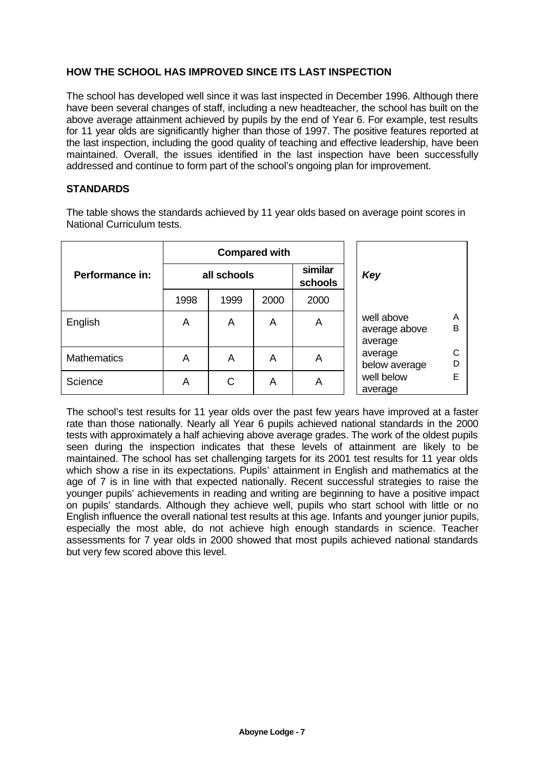## HOW THE SCHOOL HAS IMPROVED SINCE ITS LAST INSPECTION

The school has developed well since it was last inspected in December 1996. Although there have been several changes of staff, including a new headteacher, the school has built on the above average attainment achieved by pupils by the end of Year 6. For example, test results for 11 year olds are significantly higher than those of 1997. The positive features reported at the last inspection, including the good quality of teaching and effective leadership, have been maintained. Overall, the issues identified in the last inspection have been successfully addressed and continue to form part of the school's ongoing plan for improvement.

## STANDARDS

The table shows the standards achieved by 11 year olds based on average point scores in National Curriculum tests.

| Performance in: | Compared with | | | |
|---|---|---|---|---|
| | all schools | | | similar schools |
| | 1998 | 1999 | 2000 | 2000 |
| English | A | A | A | A |
| Mathematics | A | A | A | A |
| Science | A | C | A | A |

| *Key* | |
|---|---|
| well above average | A |
| above average | B |
| average | C |
| below average | D |
| well below average | E |

The school's test results for 11 year olds over the past few years have improved at a faster rate than those nationally. Nearly all Year 6 pupils achieved national standards in the 2000 tests with approximately a half achieving above average grades. The work of the oldest pupils seen during the inspection indicates that these levels of attainment are likely to be maintained. The school has set challenging targets for its 2001 test results for 11 year olds which show a rise in its expectations. Pupils' attainment in English and mathematics at the age of 7 is in line with that expected nationally. Recent successful strategies to raise the younger pupils' achievements in reading and writing are beginning to have a positive impact on pupils' standards. Although they achieve well, pupils who start school with little or no English influence the overall national test results at this age. Infants and younger junior pupils, especially the most able, do not achieve high enough standards in science. Teacher assessments for 7 year olds in 2000 showed that most pupils achieved national standards but very few scored above this level.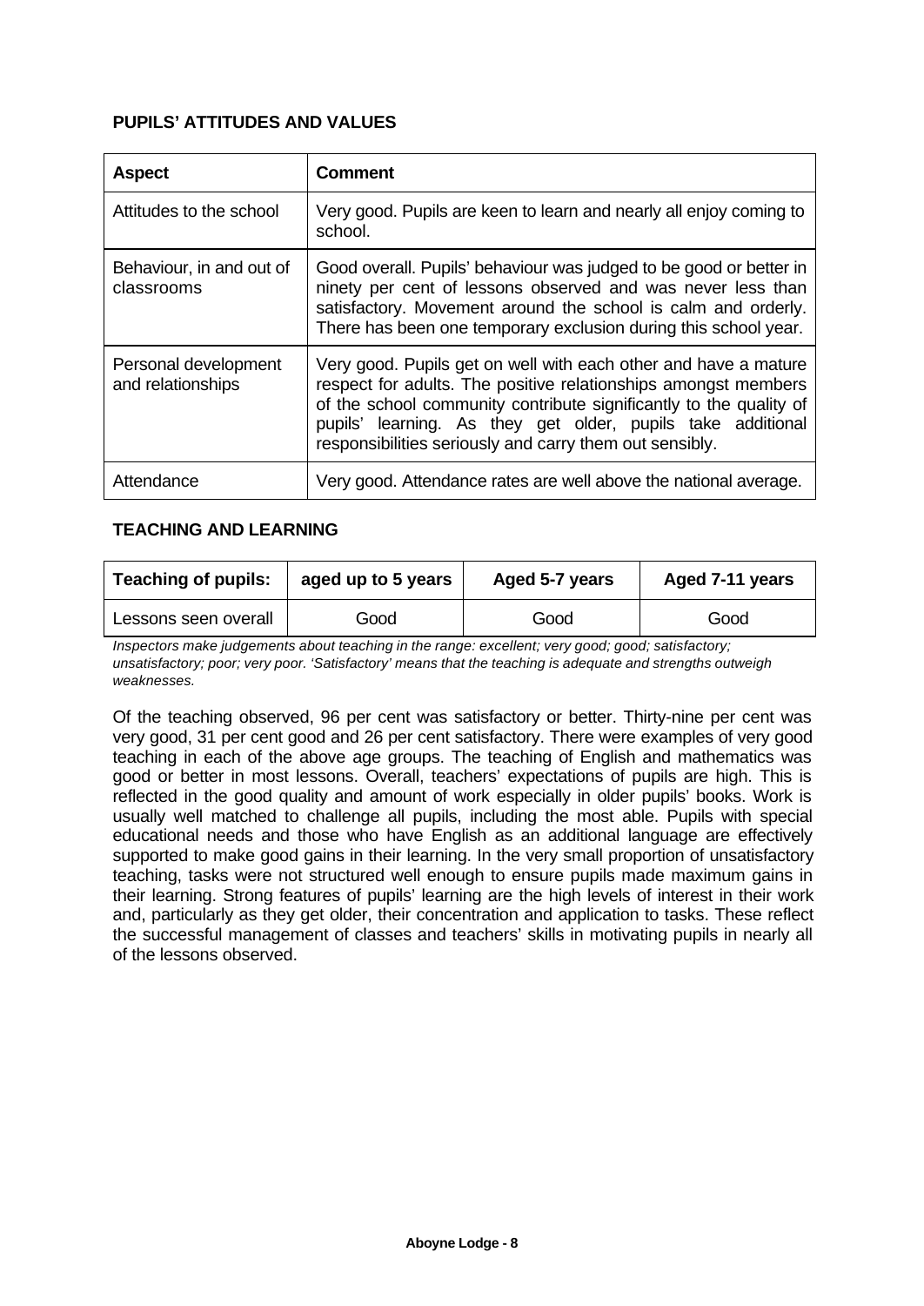## PUPILS' ATTITUDES AND VALUES

| Aspect | Comment |
| --- | --- |
| Attitudes to the school | Very good. Pupils are keen to learn and nearly all enjoy coming to school. |
| Behaviour, in and out of classrooms | Good overall. Pupils' behaviour was judged to be good or better in ninety per cent of lessons observed and was never less than satisfactory. Movement around the school is calm and orderly. There has been one temporary exclusion during this school year. |
| Personal development and relationships | Very good. Pupils get on well with each other and have a mature respect for adults. The positive relationships amongst members of the school community contribute significantly to the quality of pupils' learning. As they get older, pupils take additional responsibilities seriously and carry them out sensibly. |
| Attendance | Very good. Attendance rates are well above the national average. |

## TEACHING AND LEARNING

| Teaching of pupils: | aged up to 5 years | Aged 5-7 years | Aged 7-11 years |
| --- | --- | --- | --- |
| Lessons seen overall | Good | Good | Good |

*Inspectors make judgements about teaching in the range: excellent; very good; good; satisfactory; unsatisfactory; poor; very poor. 'Satisfactory' means that the teaching is adequate and strengths outweigh weaknesses.*

Of the teaching observed, 96 per cent was satisfactory or better. Thirty-nine per cent was very good, 31 per cent good and 26 per cent satisfactory. There were examples of very good teaching in each of the above age groups. The teaching of English and mathematics was good or better in most lessons. Overall, teachers' expectations of pupils are high. This is reflected in the good quality and amount of work especially in older pupils' books. Work is usually well matched to challenge all pupils, including the most able. Pupils with special educational needs and those who have English as an additional language are effectively supported to make good gains in their learning. In the very small proportion of unsatisfactory teaching, tasks were not structured well enough to ensure pupils made maximum gains in their learning. Strong features of pupils' learning are the high levels of interest in their work and, particularly as they get older, their concentration and application to tasks. These reflect the successful management of classes and teachers' skills in motivating pupils in nearly all of the lessons observed.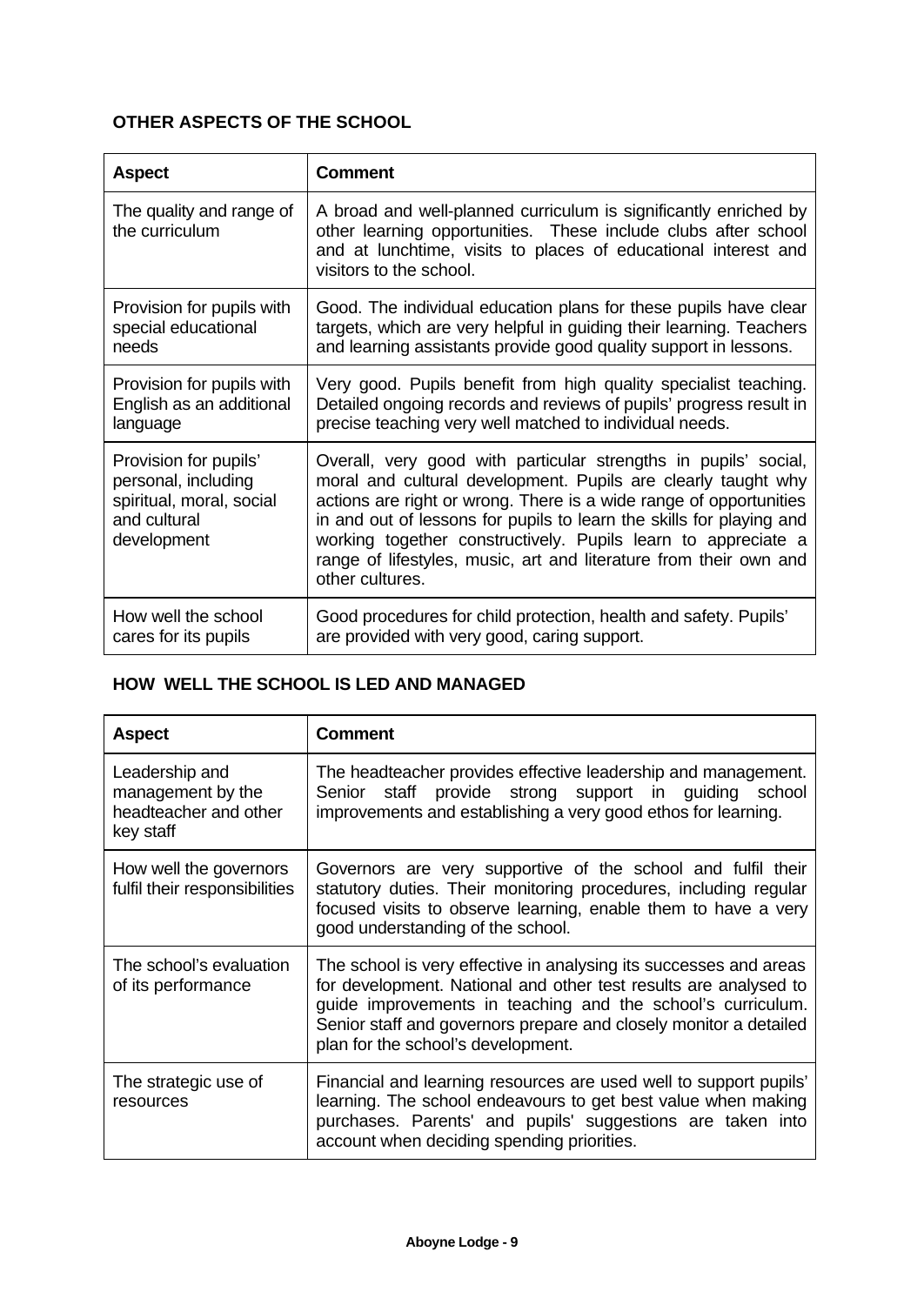## OTHER ASPECTS OF THE SCHOOL

| Aspect | Comment |
|---|---|
| The quality and range of the curriculum | A broad and well-planned curriculum is significantly enriched by other learning opportunities. These include clubs after school and at lunchtime, visits to places of educational interest and visitors to the school. |
| Provision for pupils with special educational needs | Good. The individual education plans for these pupils have clear targets, which are very helpful in guiding their learning. Teachers and learning assistants provide good quality support in lessons. |
| Provision for pupils with English as an additional language | Very good. Pupils benefit from high quality specialist teaching. Detailed ongoing records and reviews of pupils' progress result in precise teaching very well matched to individual needs. |
| Provision for pupils' personal, including spiritual, moral, social and cultural development | Overall, very good with particular strengths in pupils' social, moral and cultural development. Pupils are clearly taught why actions are right or wrong. There is a wide range of opportunities in and out of lessons for pupils to learn the skills for playing and working together constructively. Pupils learn to appreciate a range of lifestyles, music, art and literature from their own and other cultures. |
| How well the school cares for its pupils | Good procedures for child protection, health and safety. Pupils' are provided with very good, caring support. |

## HOW WELL THE SCHOOL IS LED AND MANAGED

| Aspect | Comment |
|---|---|
| Leadership and management by the headteacher and other key staff | The headteacher provides effective leadership and management. Senior staff provide strong support in guiding school improvements and establishing a very good ethos for learning. |
| How well the governors fulfil their responsibilities | Governors are very supportive of the school and fulfil their statutory duties. Their monitoring procedures, including regular focused visits to observe learning, enable them to have a very good understanding of the school. |
| The school's evaluation of its performance | The school is very effective in analysing its successes and areas for development. National and other test results are analysed to guide improvements in teaching and the school's curriculum. Senior staff and governors prepare and closely monitor a detailed plan for the school's development. |
| The strategic use of resources | Financial and learning resources are used well to support pupils' learning. The school endeavours to get best value when making purchases. Parents' and pupils' suggestions are taken into account when deciding spending priorities. |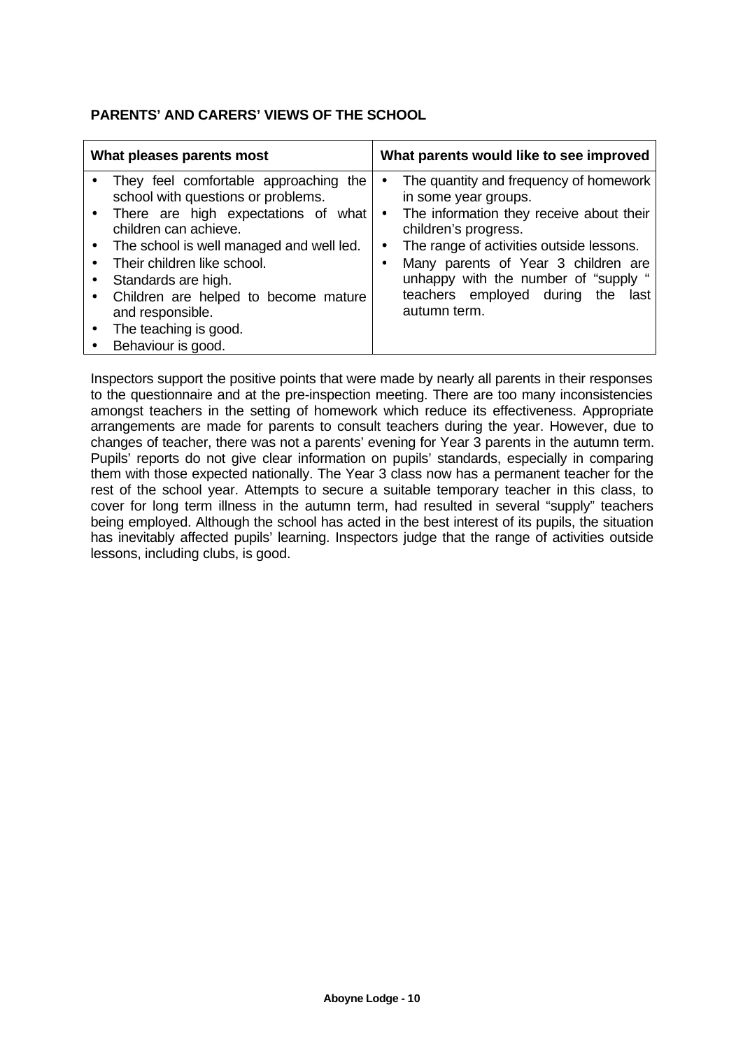**PARENTS' AND CARERS' VIEWS OF THE SCHOOL**

| What pleases parents most | What parents would like to see improved |
|---|---|
| • They feel comfortable approaching the school with questions or problems.<br>• There are high expectations of what children can achieve.<br>• The school is well managed and well led.<br>• Their children like school.<br>• Standards are high.<br>• Children are helped to become mature and responsible.<br>• The teaching is good.<br>• Behaviour is good. | • The quantity and frequency of homework in some year groups.<br>• The information they receive about their children's progress.<br>• The range of activities outside lessons.<br>• Many parents of Year 3 children are unhappy with the number of "supply " teachers employed during the last autumn term. |

Inspectors support the positive points that were made by nearly all parents in their responses to the questionnaire and at the pre-inspection meeting. There are too many inconsistencies amongst teachers in the setting of homework which reduce its effectiveness. Appropriate arrangements are made for parents to consult teachers during the year. However, due to changes of teacher, there was not a parents' evening for Year 3 parents in the autumn term. Pupils' reports do not give clear information on pupils' standards, especially in comparing them with those expected nationally. The Year 3 class now has a permanent teacher for the rest of the school year. Attempts to secure a suitable temporary teacher in this class, to cover for long term illness in the autumn term, had resulted in several "supply" teachers being employed. Although the school has acted in the best interest of its pupils, the situation has inevitably affected pupils' learning. Inspectors judge that the range of activities outside lessons, including clubs, is good.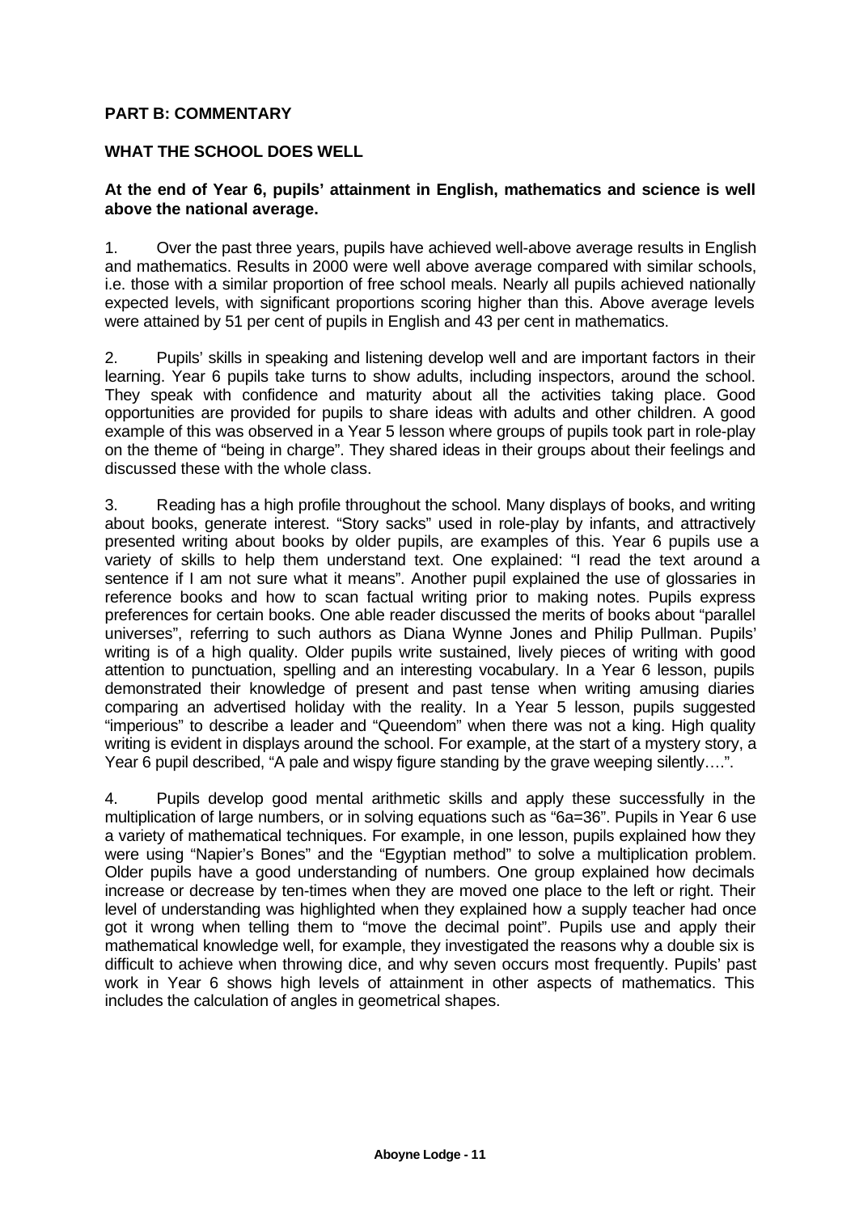## PART B: COMMENTARY

### WHAT THE SCHOOL DOES WELL

**At the end of Year 6, pupils' attainment in English, mathematics and science is well above the national average.**

1. Over the past three years, pupils have achieved well-above average results in English and mathematics. Results in 2000 were well above average compared with similar schools, i.e. those with a similar proportion of free school meals. Nearly all pupils achieved nationally expected levels, with significant proportions scoring higher than this. Above average levels were attained by 51 per cent of pupils in English and 43 per cent in mathematics.

2. Pupils' skills in speaking and listening develop well and are important factors in their learning. Year 6 pupils take turns to show adults, including inspectors, around the school. They speak with confidence and maturity about all the activities taking place. Good opportunities are provided for pupils to share ideas with adults and other children. A good example of this was observed in a Year 5 lesson where groups of pupils took part in role-play on the theme of "being in charge". They shared ideas in their groups about their feelings and discussed these with the whole class.

3. Reading has a high profile throughout the school. Many displays of books, and writing about books, generate interest. "Story sacks" used in role-play by infants, and attractively presented writing about books by older pupils, are examples of this. Year 6 pupils use a variety of skills to help them understand text. One explained: "I read the text around a sentence if I am not sure what it means". Another pupil explained the use of glossaries in reference books and how to scan factual writing prior to making notes. Pupils express preferences for certain books. One able reader discussed the merits of books about "parallel universes", referring to such authors as Diana Wynne Jones and Philip Pullman. Pupils' writing is of a high quality. Older pupils write sustained, lively pieces of writing with good attention to punctuation, spelling and an interesting vocabulary. In a Year 6 lesson, pupils demonstrated their knowledge of present and past tense when writing amusing diaries comparing an advertised holiday with the reality. In a Year 5 lesson, pupils suggested "imperious" to describe a leader and "Queendom" when there was not a king. High quality writing is evident in displays around the school. For example, at the start of a mystery story, a Year 6 pupil described, "A pale and wispy figure standing by the grave weeping silently….".

4. Pupils develop good mental arithmetic skills and apply these successfully in the multiplication of large numbers, or in solving equations such as "6a=36". Pupils in Year 6 use a variety of mathematical techniques. For example, in one lesson, pupils explained how they were using "Napier's Bones" and the "Egyptian method" to solve a multiplication problem. Older pupils have a good understanding of numbers. One group explained how decimals increase or decrease by ten-times when they are moved one place to the left or right. Their level of understanding was highlighted when they explained how a supply teacher had once got it wrong when telling them to "move the decimal point". Pupils use and apply their mathematical knowledge well, for example, they investigated the reasons why a double six is difficult to achieve when throwing dice, and why seven occurs most frequently. Pupils' past work in Year 6 shows high levels of attainment in other aspects of mathematics. This includes the calculation of angles in geometrical shapes.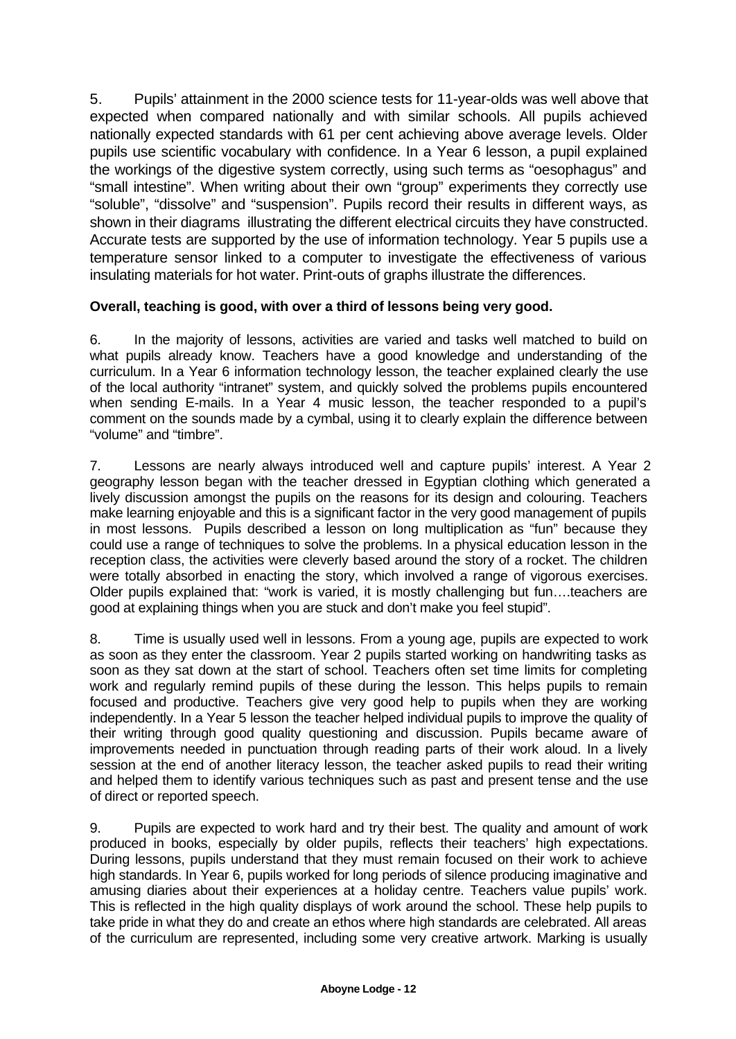5. Pupils' attainment in the 2000 science tests for 11-year-olds was well above that expected when compared nationally and with similar schools. All pupils achieved nationally expected standards with 61 per cent achieving above average levels. Older pupils use scientific vocabulary with confidence. In a Year 6 lesson, a pupil explained the workings of the digestive system correctly, using such terms as "oesophagus" and "small intestine". When writing about their own "group" experiments they correctly use "soluble", "dissolve" and "suspension". Pupils record their results in different ways, as shown in their diagrams illustrating the different electrical circuits they have constructed. Accurate tests are supported by the use of information technology. Year 5 pupils use a temperature sensor linked to a computer to investigate the effectiveness of various insulating materials for hot water. Print-outs of graphs illustrate the differences.

**Overall, teaching is good, with over a third of lessons being very good.**

6. In the majority of lessons, activities are varied and tasks well matched to build on what pupils already know. Teachers have a good knowledge and understanding of the curriculum. In a Year 6 information technology lesson, the teacher explained clearly the use of the local authority "intranet" system, and quickly solved the problems pupils encountered when sending E-mails. In a Year 4 music lesson, the teacher responded to a pupil's comment on the sounds made by a cymbal, using it to clearly explain the difference between "volume" and "timbre".

7. Lessons are nearly always introduced well and capture pupils' interest. A Year 2 geography lesson began with the teacher dressed in Egyptian clothing which generated a lively discussion amongst the pupils on the reasons for its design and colouring. Teachers make learning enjoyable and this is a significant factor in the very good management of pupils in most lessons. Pupils described a lesson on long multiplication as "fun" because they could use a range of techniques to solve the problems. In a physical education lesson in the reception class, the activities were cleverly based around the story of a rocket. The children were totally absorbed in enacting the story, which involved a range of vigorous exercises. Older pupils explained that: "work is varied, it is mostly challenging but fun….teachers are good at explaining things when you are stuck and don't make you feel stupid".

8. Time is usually used well in lessons. From a young age, pupils are expected to work as soon as they enter the classroom. Year 2 pupils started working on handwriting tasks as soon as they sat down at the start of school. Teachers often set time limits for completing work and regularly remind pupils of these during the lesson. This helps pupils to remain focused and productive. Teachers give very good help to pupils when they are working independently. In a Year 5 lesson the teacher helped individual pupils to improve the quality of their writing through good quality questioning and discussion. Pupils became aware of improvements needed in punctuation through reading parts of their work aloud. In a lively session at the end of another literacy lesson, the teacher asked pupils to read their writing and helped them to identify various techniques such as past and present tense and the use of direct or reported speech.

9. Pupils are expected to work hard and try their best. The quality and amount of work produced in books, especially by older pupils, reflects their teachers' high expectations. During lessons, pupils understand that they must remain focused on their work to achieve high standards. In Year 6, pupils worked for long periods of silence producing imaginative and amusing diaries about their experiences at a holiday centre. Teachers value pupils' work. This is reflected in the high quality displays of work around the school. These help pupils to take pride in what they do and create an ethos where high standards are celebrated. All areas of the curriculum are represented, including some very creative artwork. Marking is usually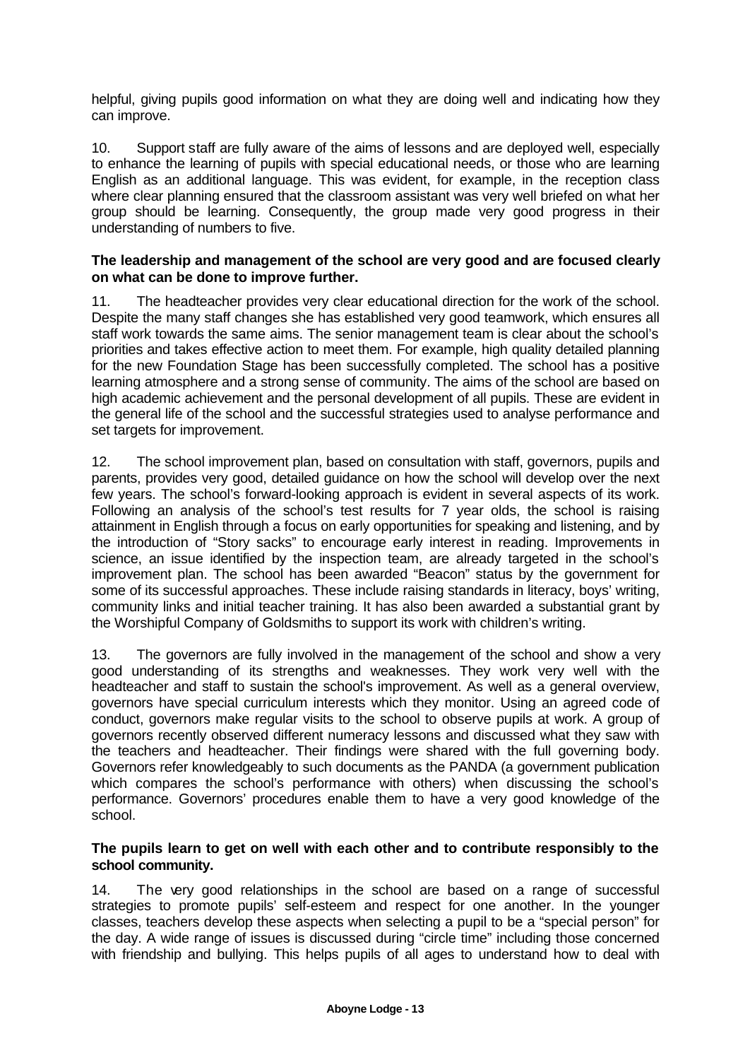helpful, giving pupils good information on what they are doing well and indicating how they can improve.

10. Support staff are fully aware of the aims of lessons and are deployed well, especially to enhance the learning of pupils with special educational needs, or those who are learning English as an additional language. This was evident, for example, in the reception class where clear planning ensured that the classroom assistant was very well briefed on what her group should be learning. Consequently, the group made very good progress in their understanding of numbers to five.

**The leadership and management of the school are very good and are focused clearly on what can be done to improve further.**

11. The headteacher provides very clear educational direction for the work of the school. Despite the many staff changes she has established very good teamwork, which ensures all staff work towards the same aims. The senior management team is clear about the school's priorities and takes effective action to meet them. For example, high quality detailed planning for the new Foundation Stage has been successfully completed. The school has a positive learning atmosphere and a strong sense of community. The aims of the school are based on high academic achievement and the personal development of all pupils. These are evident in the general life of the school and the successful strategies used to analyse performance and set targets for improvement.

12. The school improvement plan, based on consultation with staff, governors, pupils and parents, provides very good, detailed guidance on how the school will develop over the next few years. The school's forward-looking approach is evident in several aspects of its work. Following an analysis of the school's test results for 7 year olds, the school is raising attainment in English through a focus on early opportunities for speaking and listening, and by the introduction of "Story sacks" to encourage early interest in reading. Improvements in science, an issue identified by the inspection team, are already targeted in the school's improvement plan. The school has been awarded "Beacon" status by the government for some of its successful approaches. These include raising standards in literacy, boys' writing, community links and initial teacher training. It has also been awarded a substantial grant by the Worshipful Company of Goldsmiths to support its work with children's writing.

13. The governors are fully involved in the management of the school and show a very good understanding of its strengths and weaknesses. They work very well with the headteacher and staff to sustain the school's improvement. As well as a general overview, governors have special curriculum interests which they monitor. Using an agreed code of conduct, governors make regular visits to the school to observe pupils at work. A group of governors recently observed different numeracy lessons and discussed what they saw with the teachers and headteacher. Their findings were shared with the full governing body. Governors refer knowledgeably to such documents as the PANDA (a government publication which compares the school's performance with others) when discussing the school's performance. Governors' procedures enable them to have a very good knowledge of the school.

**The pupils learn to get on well with each other and to contribute responsibly to the school community.**

14. The very good relationships in the school are based on a range of successful strategies to promote pupils' self-esteem and respect for one another. In the younger classes, teachers develop these aspects when selecting a pupil to be a "special person" for the day. A wide range of issues is discussed during "circle time" including those concerned with friendship and bullying. This helps pupils of all ages to understand how to deal with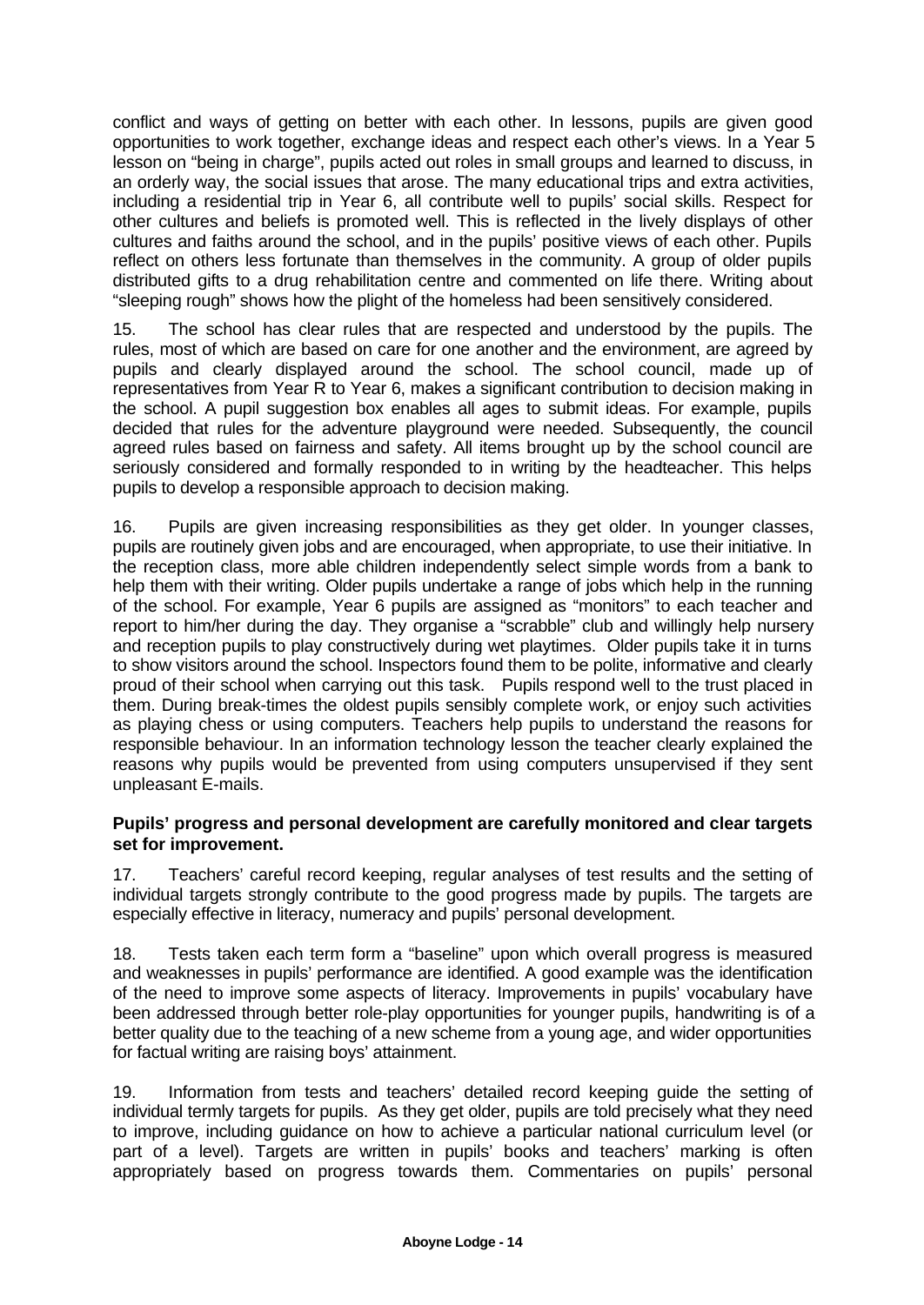conflict and ways of getting on better with each other. In lessons, pupils are given good opportunities to work together, exchange ideas and respect each other's views. In a Year 5 lesson on "being in charge", pupils acted out roles in small groups and learned to discuss, in an orderly way, the social issues that arose. The many educational trips and extra activities, including a residential trip in Year 6, all contribute well to pupils' social skills. Respect for other cultures and beliefs is promoted well. This is reflected in the lively displays of other cultures and faiths around the school, and in the pupils' positive views of each other. Pupils reflect on others less fortunate than themselves in the community. A group of older pupils distributed gifts to a drug rehabilitation centre and commented on life there. Writing about "sleeping rough" shows how the plight of the homeless had been sensitively considered.

15. The school has clear rules that are respected and understood by the pupils. The rules, most of which are based on care for one another and the environment, are agreed by pupils and clearly displayed around the school. The school council, made up of representatives from Year R to Year 6, makes a significant contribution to decision making in the school. A pupil suggestion box enables all ages to submit ideas. For example, pupils decided that rules for the adventure playground were needed. Subsequently, the council agreed rules based on fairness and safety. All items brought up by the school council are seriously considered and formally responded to in writing by the headteacher. This helps pupils to develop a responsible approach to decision making.

16. Pupils are given increasing responsibilities as they get older. In younger classes, pupils are routinely given jobs and are encouraged, when appropriate, to use their initiative. In the reception class, more able children independently select simple words from a bank to help them with their writing. Older pupils undertake a range of jobs which help in the running of the school. For example, Year 6 pupils are assigned as "monitors" to each teacher and report to him/her during the day. They organise a "scrabble" club and willingly help nursery and reception pupils to play constructively during wet playtimes. Older pupils take it in turns to show visitors around the school. Inspectors found them to be polite, informative and clearly proud of their school when carrying out this task. Pupils respond well to the trust placed in them. During break-times the oldest pupils sensibly complete work, or enjoy such activities as playing chess or using computers. Teachers help pupils to understand the reasons for responsible behaviour. In an information technology lesson the teacher clearly explained the reasons why pupils would be prevented from using computers unsupervised if they sent unpleasant E-mails.

**Pupils' progress and personal development are carefully monitored and clear targets set for improvement.**

17. Teachers' careful record keeping, regular analyses of test results and the setting of individual targets strongly contribute to the good progress made by pupils. The targets are especially effective in literacy, numeracy and pupils' personal development.

18. Tests taken each term form a "baseline" upon which overall progress is measured and weaknesses in pupils' performance are identified. A good example was the identification of the need to improve some aspects of literacy. Improvements in pupils' vocabulary have been addressed through better role-play opportunities for younger pupils, handwriting is of a better quality due to the teaching of a new scheme from a young age, and wider opportunities for factual writing are raising boys' attainment.

19. Information from tests and teachers' detailed record keeping guide the setting of individual termly targets for pupils. As they get older, pupils are told precisely what they need to improve, including guidance on how to achieve a particular national curriculum level (or part of a level). Targets are written in pupils' books and teachers' marking is often appropriately based on progress towards them. Commentaries on pupils' personal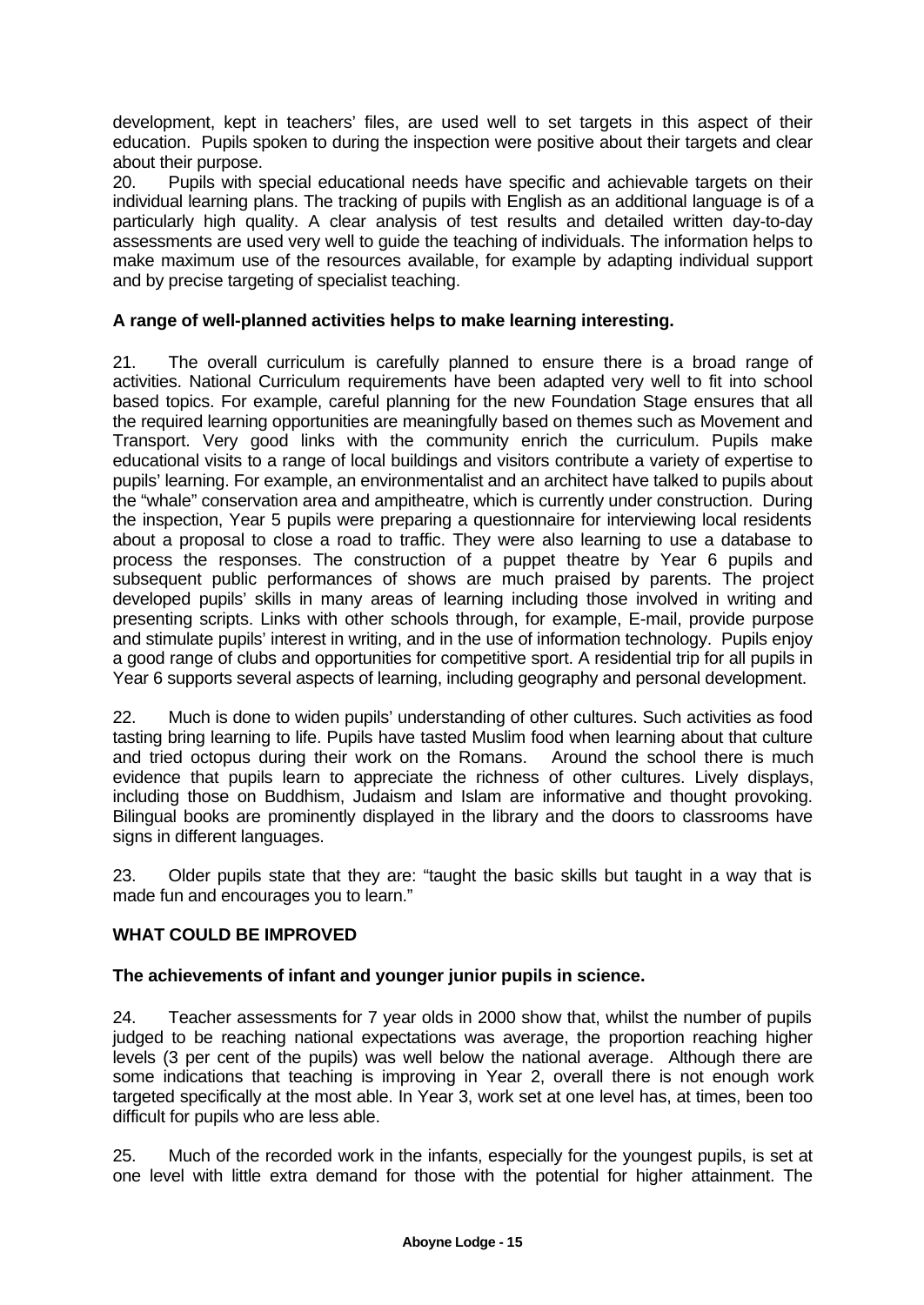development, kept in teachers' files, are used well to set targets in this aspect of their education. Pupils spoken to during the inspection were positive about their targets and clear about their purpose.

20. Pupils with special educational needs have specific and achievable targets on their individual learning plans. The tracking of pupils with English as an additional language is of a particularly high quality. A clear analysis of test results and detailed written day-to-day assessments are used very well to guide the teaching of individuals. The information helps to make maximum use of the resources available, for example by adapting individual support and by precise targeting of specialist teaching.

**A range of well-planned activities helps to make learning interesting.**

21. The overall curriculum is carefully planned to ensure there is a broad range of activities. National Curriculum requirements have been adapted very well to fit into school based topics. For example, careful planning for the new Foundation Stage ensures that all the required learning opportunities are meaningfully based on themes such as Movement and Transport. Very good links with the community enrich the curriculum. Pupils make educational visits to a range of local buildings and visitors contribute a variety of expertise to pupils' learning. For example, an environmentalist and an architect have talked to pupils about the "whale" conservation area and ampitheatre, which is currently under construction. During the inspection, Year 5 pupils were preparing a questionnaire for interviewing local residents about a proposal to close a road to traffic. They were also learning to use a database to process the responses. The construction of a puppet theatre by Year 6 pupils and subsequent public performances of shows are much praised by parents. The project developed pupils' skills in many areas of learning including those involved in writing and presenting scripts. Links with other schools through, for example, E-mail, provide purpose and stimulate pupils' interest in writing, and in the use of information technology. Pupils enjoy a good range of clubs and opportunities for competitive sport. A residential trip for all pupils in Year 6 supports several aspects of learning, including geography and personal development.

22. Much is done to widen pupils' understanding of other cultures. Such activities as food tasting bring learning to life. Pupils have tasted Muslim food when learning about that culture and tried octopus during their work on the Romans. Around the school there is much evidence that pupils learn to appreciate the richness of other cultures. Lively displays, including those on Buddhism, Judaism and Islam are informative and thought provoking. Bilingual books are prominently displayed in the library and the doors to classrooms have signs in different languages.

23. Older pupils state that they are: "taught the basic skills but taught in a way that is made fun and encourages you to learn."

## WHAT COULD BE IMPROVED

**The achievements of infant and younger junior pupils in science.**

24. Teacher assessments for 7 year olds in 2000 show that, whilst the number of pupils judged to be reaching national expectations was average, the proportion reaching higher levels (3 per cent of the pupils) was well below the national average. Although there are some indications that teaching is improving in Year 2, overall there is not enough work targeted specifically at the most able. In Year 3, work set at one level has, at times, been too difficult for pupils who are less able.

25. Much of the recorded work in the infants, especially for the youngest pupils, is set at one level with little extra demand for those with the potential for higher attainment. The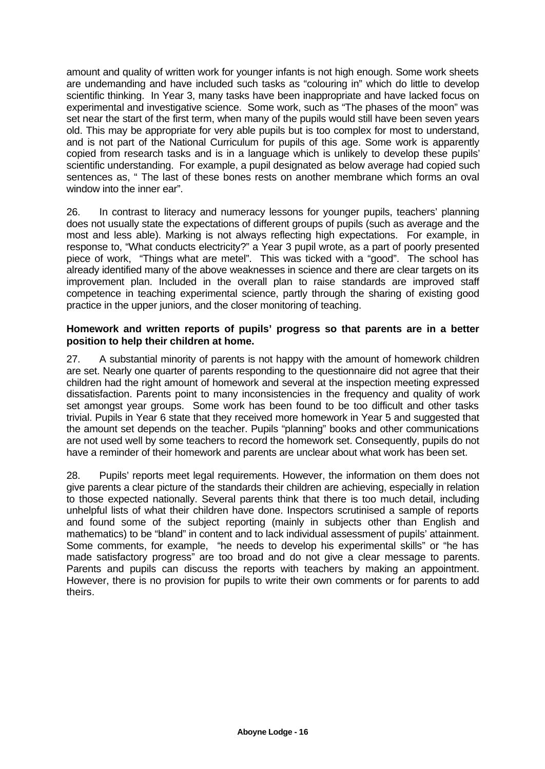amount and quality of written work for younger infants is not high enough. Some work sheets are undemanding and have included such tasks as "colouring in" which do little to develop scientific thinking. In Year 3, many tasks have been inappropriate and have lacked focus on experimental and investigative science. Some work, such as "The phases of the moon" was set near the start of the first term, when many of the pupils would still have been seven years old. This may be appropriate for very able pupils but is too complex for most to understand, and is not part of the National Curriculum for pupils of this age. Some work is apparently copied from research tasks and is in a language which is unlikely to develop these pupils' scientific understanding. For example, a pupil designated as below average had copied such sentences as, " The last of these bones rests on another membrane which forms an oval window into the inner ear".

26. In contrast to literacy and numeracy lessons for younger pupils, teachers' planning does not usually state the expectations of different groups of pupils (such as average and the most and less able). Marking is not always reflecting high expectations. For example, in response to, "What conducts electricity?" a Year 3 pupil wrote, as a part of poorly presented piece of work, "Things what are metel". This was ticked with a "good". The school has already identified many of the above weaknesses in science and there are clear targets on its improvement plan. Included in the overall plan to raise standards are improved staff competence in teaching experimental science, partly through the sharing of existing good practice in the upper juniors, and the closer monitoring of teaching.

**Homework and written reports of pupils' progress so that parents are in a better position to help their children at home.**

27. A substantial minority of parents is not happy with the amount of homework children are set. Nearly one quarter of parents responding to the questionnaire did not agree that their children had the right amount of homework and several at the inspection meeting expressed dissatisfaction. Parents point to many inconsistencies in the frequency and quality of work set amongst year groups. Some work has been found to be too difficult and other tasks trivial. Pupils in Year 6 state that they received more homework in Year 5 and suggested that the amount set depends on the teacher. Pupils "planning" books and other communications are not used well by some teachers to record the homework set. Consequently, pupils do not have a reminder of their homework and parents are unclear about what work has been set.

28. Pupils' reports meet legal requirements. However, the information on them does not give parents a clear picture of the standards their children are achieving, especially in relation to those expected nationally. Several parents think that there is too much detail, including unhelpful lists of what their children have done. Inspectors scrutinised a sample of reports and found some of the subject reporting (mainly in subjects other than English and mathematics) to be "bland" in content and to lack individual assessment of pupils' attainment. Some comments, for example, "he needs to develop his experimental skills" or "he has made satisfactory progress" are too broad and do not give a clear message to parents. Parents and pupils can discuss the reports with teachers by making an appointment. However, there is no provision for pupils to write their own comments or for parents to add theirs.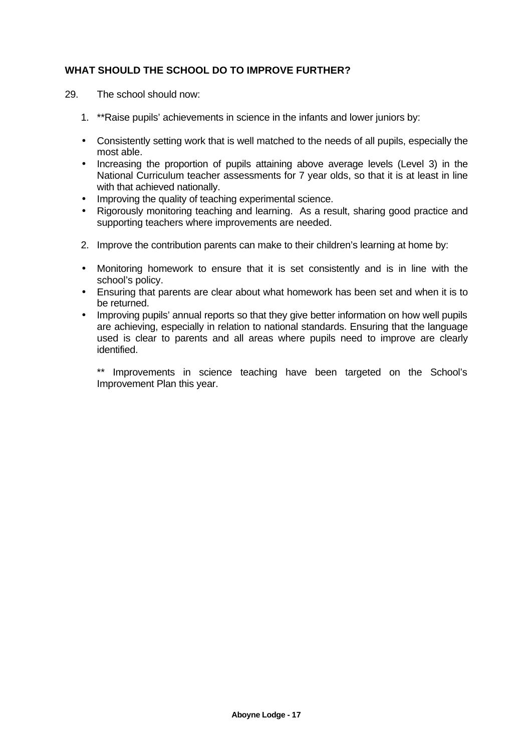## WHAT SHOULD THE SCHOOL DO TO IMPROVE FURTHER?

29. The school should now:

1. **Raise pupils' achievements in science in the infants and lower juniors by:

- Consistently setting work that is well matched to the needs of all pupils, especially the most able.
- Increasing the proportion of pupils attaining above average levels (Level 3) in the National Curriculum teacher assessments for 7 year olds, so that it is at least in line with that achieved nationally.
- Improving the quality of teaching experimental science.
- Rigorously monitoring teaching and learning. As a result, sharing good practice and supporting teachers where improvements are needed.

2. Improve the contribution parents can make to their children's learning at home by:

- Monitoring homework to ensure that it is set consistently and is in line with the school's policy.
- Ensuring that parents are clear about what homework has been set and when it is to be returned.
- Improving pupils' annual reports so that they give better information on how well pupils are achieving, especially in relation to national standards. Ensuring that the language used is clear to parents and all areas where pupils need to improve are clearly identified.

** Improvements in science teaching have been targeted on the School's Improvement Plan this year.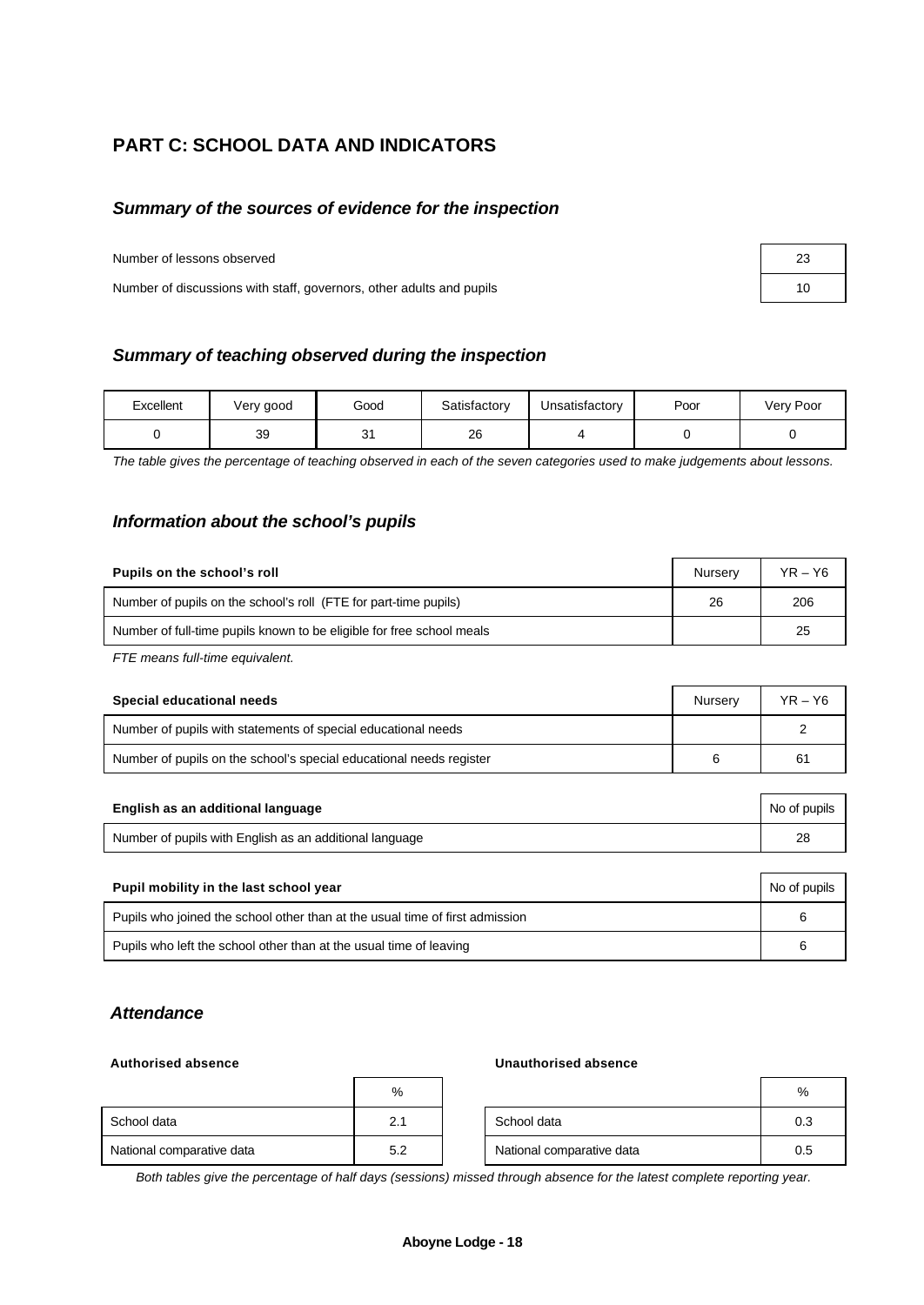# PART C: SCHOOL DATA AND INDICATORS

## *Summary of the sources of evidence for the inspection*

| | |
|---|---|
| Number of lessons observed | 23 |
| Number of discussions with staff, governors, other adults and pupils | 10 |

## *Summary of teaching observed during the inspection*

| Excellent | Very good | Good | Satisfactory | Unsatisfactory | Poor | Very Poor |
|---|---|---|---|---|---|---|
| 0 | 39 | 31 | 26 | 4 | 0 | 0 |

*The table gives the percentage of teaching observed in each of the seven categories used to make judgements about lessons.*

## *Information about the school's pupils*

| **Pupils on the school's roll** | Nursery | YR – Y6 |
|---|---|---|
| Number of pupils on the school's roll (FTE for part-time pupils) | 26 | 206 |
| Number of full-time pupils known to be eligible for free school meals | | 25 |

*FTE means full-time equivalent.*

| **Special educational needs** | Nursery | YR – Y6 |
|---|---|---|
| Number of pupils with statements of special educational needs | | 2 |
| Number of pupils on the school's special educational needs register | 6 | 61 |

| **English as an additional language** | No of pupils |
|---|---|
| Number of pupils with English as an additional language | 28 |

| **Pupil mobility in the last school year** | No of pupils |
|---|---|
| Pupils who joined the school other than at the usual time of first admission | 6 |
| Pupils who left the school other than at the usual time of leaving | 6 |

## *Attendance*

**Authorised absence**

| | % |
|---|---|
| School data | 2.1 |
| National comparative data | 5.2 |

**Unauthorised absence**

| | % |
|---|---|
| School data | 0.3 |
| National comparative data | 0.5 |

*Both tables give the percentage of half days (sessions) missed through absence for the latest complete reporting year.*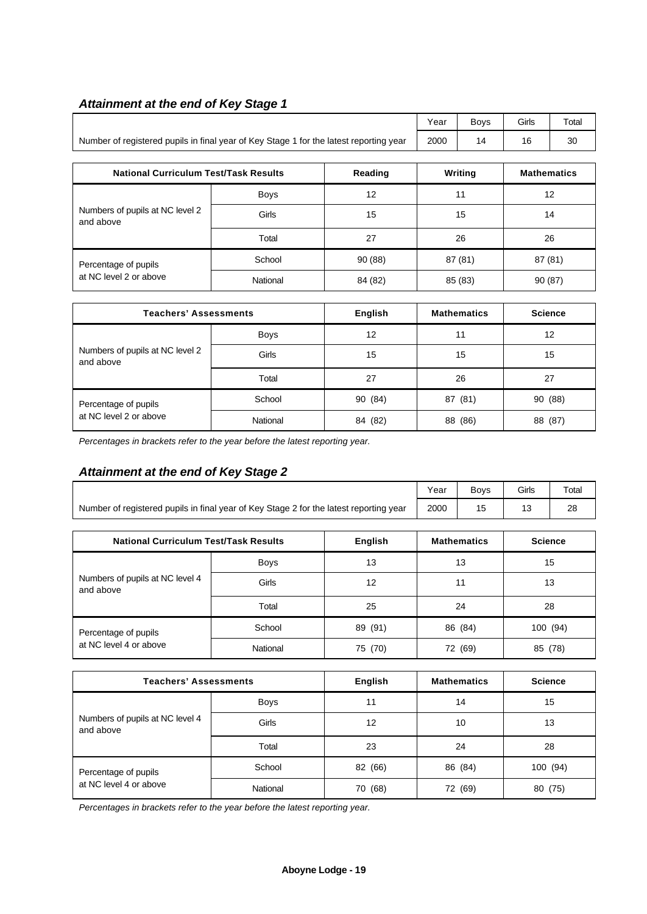### *Attainment at the end of Key Stage 1*

| | Year | Boys | Girls | Total |
|---|---|---|---|---|
| Number of registered pupils in final year of Key Stage 1 for the latest reporting year | 2000 | 14 | 16 | 30 |

| National Curriculum Test/Task Results | | Reading | Writing | Mathematics |
|---|---|---|---|---|
| Numbers of pupils at NC level 2 and above | Boys | 12 | 11 | 12 |
| | Girls | 15 | 15 | 14 |
| | Total | 27 | 26 | 26 |
| Percentage of pupils at NC level 2 or above | School | 90 (88) | 87 (81) | 87 (81) |
| | National | 84 (82) | 85 (83) | 90 (87) |

| Teachers' Assessments | | English | Mathematics | Science |
|---|---|---|---|---|
| Numbers of pupils at NC level 2 and above | Boys | 12 | 11 | 12 |
| | Girls | 15 | 15 | 15 |
| | Total | 27 | 26 | 27 |
| Percentage of pupils at NC level 2 or above | School | 90 (84) | 87 (81) | 90 (88) |
| | National | 84 (82) | 88 (86) | 88 (87) |

*Percentages in brackets refer to the year before the latest reporting year.*

### *Attainment at the end of Key Stage 2*

| | Year | Boys | Girls | Total |
|---|---|---|---|---|
| Number of registered pupils in final year of Key Stage 2 for the latest reporting year | 2000 | 15 | 13 | 28 |

| National Curriculum Test/Task Results | | English | Mathematics | Science |
|---|---|---|---|---|
| Numbers of pupils at NC level 4 and above | Boys | 13 | 13 | 15 |
| | Girls | 12 | 11 | 13 |
| | Total | 25 | 24 | 28 |
| Percentage of pupils at NC level 4 or above | School | 89 (91) | 86 (84) | 100 (94) |
| | National | 75 (70) | 72 (69) | 85 (78) |

| Teachers' Assessments | | English | Mathematics | Science |
|---|---|---|---|---|
| Numbers of pupils at NC level 4 and above | Boys | 11 | 14 | 15 |
| | Girls | 12 | 10 | 13 |
| | Total | 23 | 24 | 28 |
| Percentage of pupils at NC level 4 or above | School | 82 (66) | 86 (84) | 100 (94) |
| | National | 70 (68) | 72 (69) | 80 (75) |

*Percentages in brackets refer to the year before the latest reporting year.*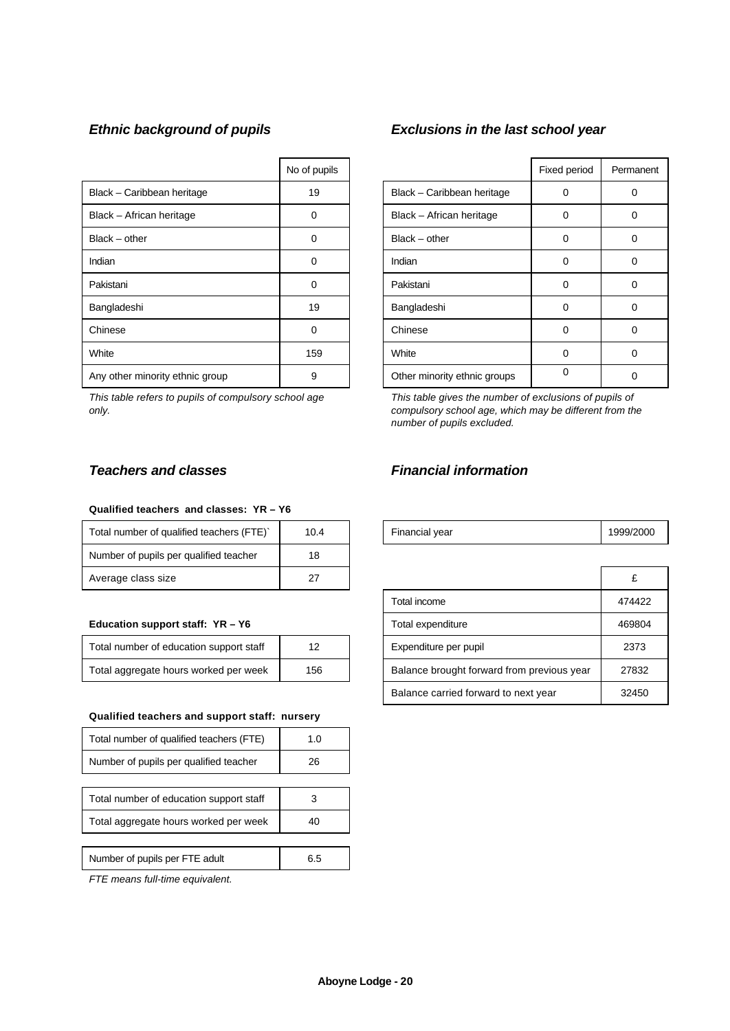## *Ethnic background of pupils*

| | No of pupils |
|---|---|
| Black – Caribbean heritage | 19 |
| Black – African heritage | 0 |
| Black – other | 0 |
| Indian | 0 |
| Pakistani | 0 |
| Bangladeshi | 19 |
| Chinese | 0 |
| White | 159 |
| Any other minority ethnic group | 9 |

*This table refers to pupils of compulsory school age only.*

## *Exclusions in the last school year*

| | Fixed period | Permanent |
|---|---|---|
| Black – Caribbean heritage | 0 | 0 |
| Black – African heritage | 0 | 0 |
| Black – other | 0 | 0 |
| Indian | 0 | 0 |
| Pakistani | 0 | 0 |
| Bangladeshi | 0 | 0 |
| Chinese | 0 | 0 |
| White | 0 | 0 |
| Other minority ethnic groups | 0 | 0 |

*This table gives the number of exclusions of pupils of compulsory school age, which may be different from the number of pupils excluded.*

## *Teachers and classes*

**Qualified teachers and classes: YR – Y6**

| | |
|---|---|
| Total number of qualified teachers (FTE)` | 10.4 |
| Number of pupils per qualified teacher | 18 |
| Average class size | 27 |

**Education support staff: YR – Y6**

| | |
|---|---|
| Total number of education support staff | 12 |
| Total aggregate hours worked per week | 156 |

**Qualified teachers and support staff: nursery**

| | |
|---|---|
| Total number of qualified teachers (FTE) | 1.0 |
| Number of pupils per qualified teacher | 26 |

| | |
|---|---|
| Total number of education support staff | 3 |
| Total aggregate hours worked per week | 40 |

| | |
|---|---|
| Number of pupils per FTE adult | 6.5 |

*FTE means full-time equivalent.*

## *Financial information*

| | |
|---|---|
| Financial year | 1999/2000 |

| | £ |
|---|---|
| Total income | 474422 |
| Total expenditure | 469804 |
| Expenditure per pupil | 2373 |
| Balance brought forward from previous year | 27832 |
| Balance carried forward to next year | 32450 |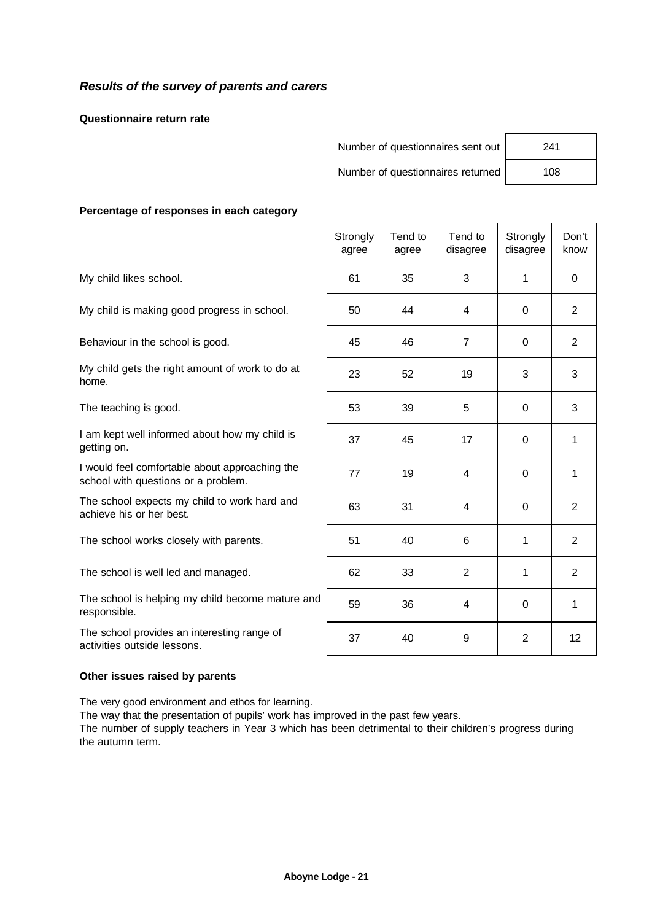## *Results of the survey of parents and carers*

**Questionnaire return rate**

| | |
|---|---|
| Number of questionnaires sent out | 241 |
| Number of questionnaires returned | 108 |

**Percentage of responses in each category**

| | Strongly agree | Tend to agree | Tend to disagree | Strongly disagree | Don't know |
|---|---|---|---|---|---|
| My child likes school. | 61 | 35 | 3 | 1 | 0 |
| My child is making good progress in school. | 50 | 44 | 4 | 0 | 2 |
| Behaviour in the school is good. | 45 | 46 | 7 | 0 | 2 |
| My child gets the right amount of work to do at home. | 23 | 52 | 19 | 3 | 3 |
| The teaching is good. | 53 | 39 | 5 | 0 | 3 |
| I am kept well informed about how my child is getting on. | 37 | 45 | 17 | 0 | 1 |
| I would feel comfortable about approaching the school with questions or a problem. | 77 | 19 | 4 | 0 | 1 |
| The school expects my child to work hard and achieve his or her best. | 63 | 31 | 4 | 0 | 2 |
| The school works closely with parents. | 51 | 40 | 6 | 1 | 2 |
| The school is well led and managed. | 62 | 33 | 2 | 1 | 2 |
| The school is helping my child become mature and responsible. | 59 | 36 | 4 | 0 | 1 |
| The school provides an interesting range of activities outside lessons. | 37 | 40 | 9 | 2 | 12 |

**Other issues raised by parents**

The very good environment and ethos for learning.

The way that the presentation of pupils' work has improved in the past few years.

The number of supply teachers in Year 3 which has been detrimental to their children's progress during the autumn term.